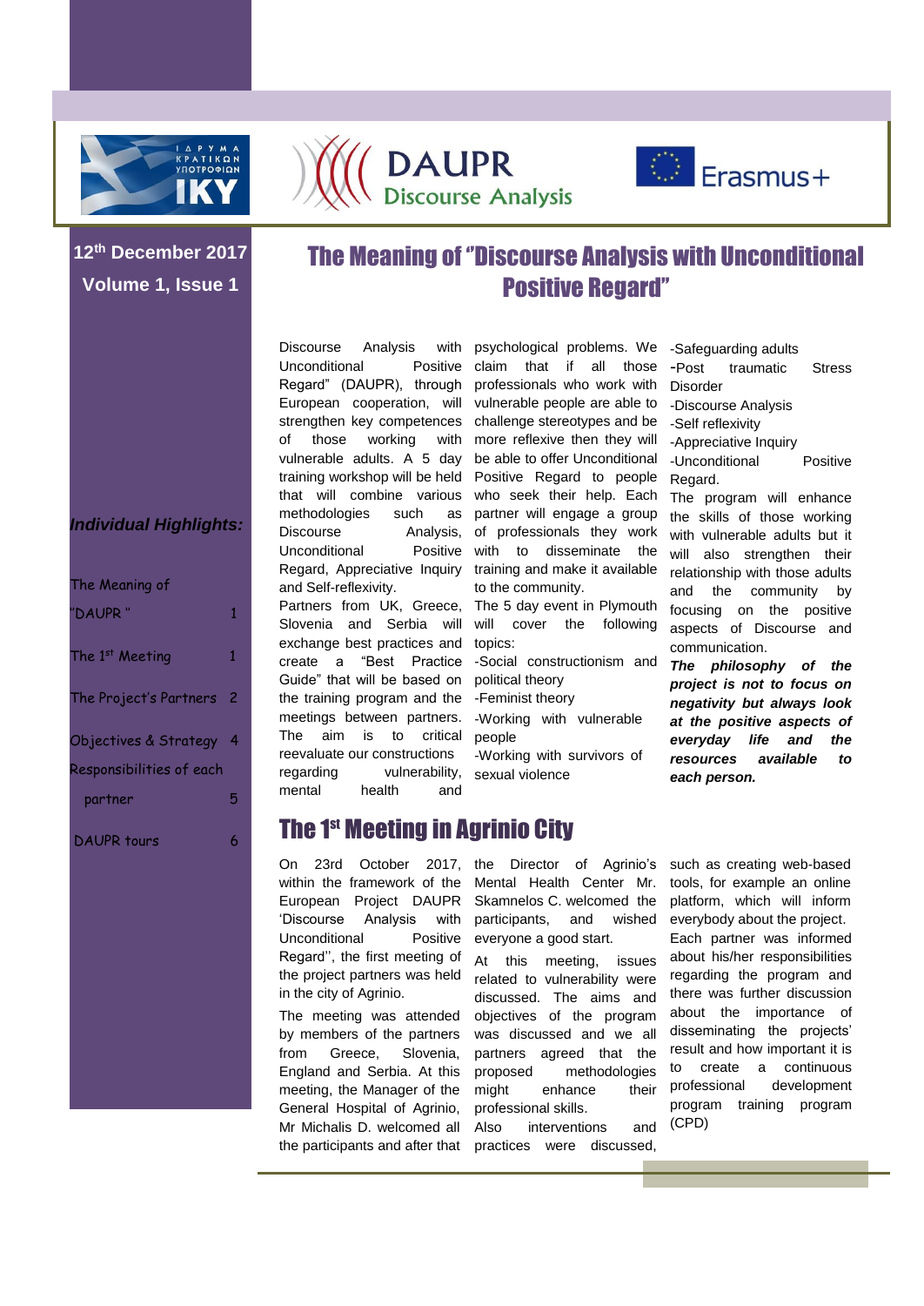DAUPR Discourse Analysis

Erasmus+

**12th December 2017**

**Volume 1, Issue 1**

# The Meaning of "Discourse Analysis with Unconditional Positive Regard"

Discourse Analysis with Unconditional Positive Regard" (DAUPR), through European cooperation, will strengthen key competences of those working with vulnerable adults. A 5 day training workshop will be held that will combine various methodologies such as Discourse Analysis, Unconditional Positive Regard, Appreciative Inquiry and Self-reflexivity.

Partners from UK, Greece, Slovenia and Serbia will exchange best practices and create a "Best Practice Guide" that will be based on the training program and the meetings between partners. The aim is to critical reevaluate our constructions regarding vulnerability, mental health and psychological problems. We claim that if all those professionals who work with vulnerable people are able to challenge stereotypes and be more reflexive then they will be able to offer Unconditional Positive Regard to people who seek their help. Each partner will engage a group of professionals they work with to disseminate the training and make it available to the community.

The 5 day event in Plymouth will cover the following topics:

- -Social constructionism and political theory
- -Feminist theory
- -Working with vulnerable people
- -Working with survivors of sexual violence
- -Safeguarding adults
- -Post traumatic Stress Disorder
- -Discourse Analysis
- -Self reflexivity
- -Appreciative Inquiry
- -Unconditional Positive Regard.

The program will enhance the skills of those working with vulnerable adults but it will also strengthen their relationship with those adults and the community by focusing on the positive aspects of Discourse and communication.

***The philosophy of the project is not to focus on negativity but always look at the positive aspects of everyday life and the resources available to each person.***

***Individual Highlights:***

| | |
|---|---|
| The Meaning of "DAUPR " | 1 |
| The 1st Meeting | 1 |
| The Project's Partners | 2 |
| Objectives & Strategy | 4 |
| Responsibilities of each partner | 5 |
| DAUPR tours | 6 |

# The 1st Meeting in Agrinio City

On 23rd October 2017, within the framework of the European Project DAUPR 'Discourse Analysis with Unconditional Positive Regard'', the first meeting of the project partners was held in the city of Agrinio.

The meeting was attended by members of the partners from Greece, Slovenia, England and Serbia. At this meeting, the Manager of the General Hospital of Agrinio, Mr Michalis D. welcomed all the participants and after that the Director of Agrinio's Mental Health Center Mr. Skamnelos C. welcomed the participants, and wished everyone a good start.

At this meeting, issues related to vulnerability were discussed. The aims and objectives of the program was discussed and we all partners agreed that the proposed methodologies might enhance their professional skills. Also interventions and practices were discussed, such as creating web-based tools, for example an online platform, which will inform everybody about the project.

Each partner was informed about his/her responsibilities regarding the program and there was further discussion about the importance of disseminating the projects' result and how important it is to create a continuous professional development program training program (CPD)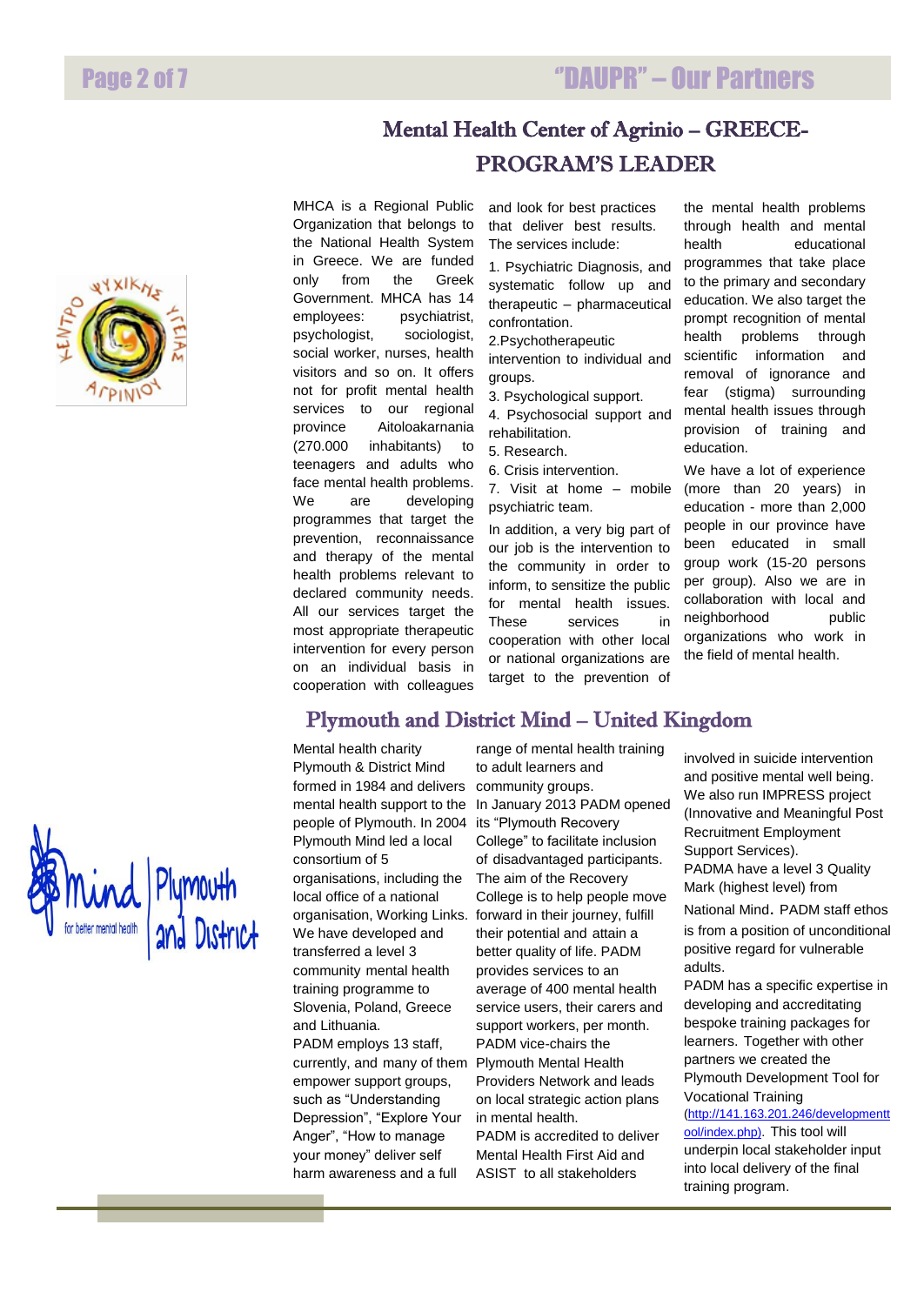## Mental Health Center of Agrinio – GREECE- PROGRAM'S LEADER

MHCA is a Regional Public Organization that belongs to the National Health System in Greece. We are funded only from the Greek Government. MHCA has 14 employees: psychiatrist, psychologist, sociologist, social worker, nurses, health visitors and so on. It offers not for profit mental health services to our regional province Aitoloakarnania (270.000 inhabitants) to teenagers and adults who face mental health problems. We are developing programmes that target the prevention, reconnaissance and therapy of the mental health problems relevant to declared community needs. All our services target the most appropriate therapeutic intervention for every person on an individual basis in cooperation with colleagues and look for best practices that deliver best results. The services include:

1. Psychiatric Diagnosis, and systematic follow up and therapeutic – pharmaceutical confrontation.
2. Psychotherapeutic intervention to individual and groups.
3. Psychological support.
4. Psychosocial support and rehabilitation.
5. Research.
6. Crisis intervention.
7. Visit at home – mobile psychiatric team.

In addition, a very big part of our job is the intervention to the community in order to inform, to sensitize the public for mental health issues. These services in cooperation with other local or national organizations are target to the prevention of the mental health problems through health and mental health educational programmes that take place to the primary and secondary education. We also target the prompt recognition of mental health problems through scientific information and removal of ignorance and fear (stigma) surrounding mental health issues through provision of training and education.

We have a lot of experience (more than 20 years) in education - more than 2,000 people in our province have been educated in small group work (15-20 persons per group). Also we are in collaboration with local and neighborhood public organizations who work in the field of mental health.

## Plymouth and District Mind – United Kingdom

Mental health charity Plymouth & District Mind formed in 1984 and delivers mental health support to the people of Plymouth. In 2004 Plymouth Mind led a local consortium of 5 organisations, including the local office of a national organisation, Working Links. We have developed and transferred a level 3 community mental health training programme to Slovenia, Poland, Greece and Lithuania.

PADM employs 13 staff, currently, and many of them empower support groups, such as "Understanding Depression", "Explore Your Anger", "How to manage your money" deliver self harm awareness and a full range of mental health training to adult learners and community groups.

In January 2013 PADM opened its "Plymouth Recovery College" to facilitate inclusion of disadvantaged participants. The aim of the Recovery College is to help people move forward in their journey, fulfill their potential and attain a better quality of life. PADM provides services to an average of 400 mental health service users, their carers and support workers, per month.

PADM vice-chairs the Plymouth Mental Health Providers Network and leads on local strategic action plans in mental health.

PADM is accredited to deliver Mental Health First Aid and ASIST to all stakeholders involved in suicide intervention and positive mental well being. We also run IMPRESS project (Innovative and Meaningful Post Recruitment Employment Support Services).

PADMA have a level 3 Quality Mark (highest level) from National Mind. PADM staff ethos is from a position of unconditional positive regard for vulnerable adults.

PADM has a specific expertise in developing and accreditating bespoke training packages for learners. Together with other partners we created the Plymouth Development Tool for Vocational Training (http://141.163.201.246/developmenttool/index.php). This tool will underpin local stakeholder input into local delivery of the final training program.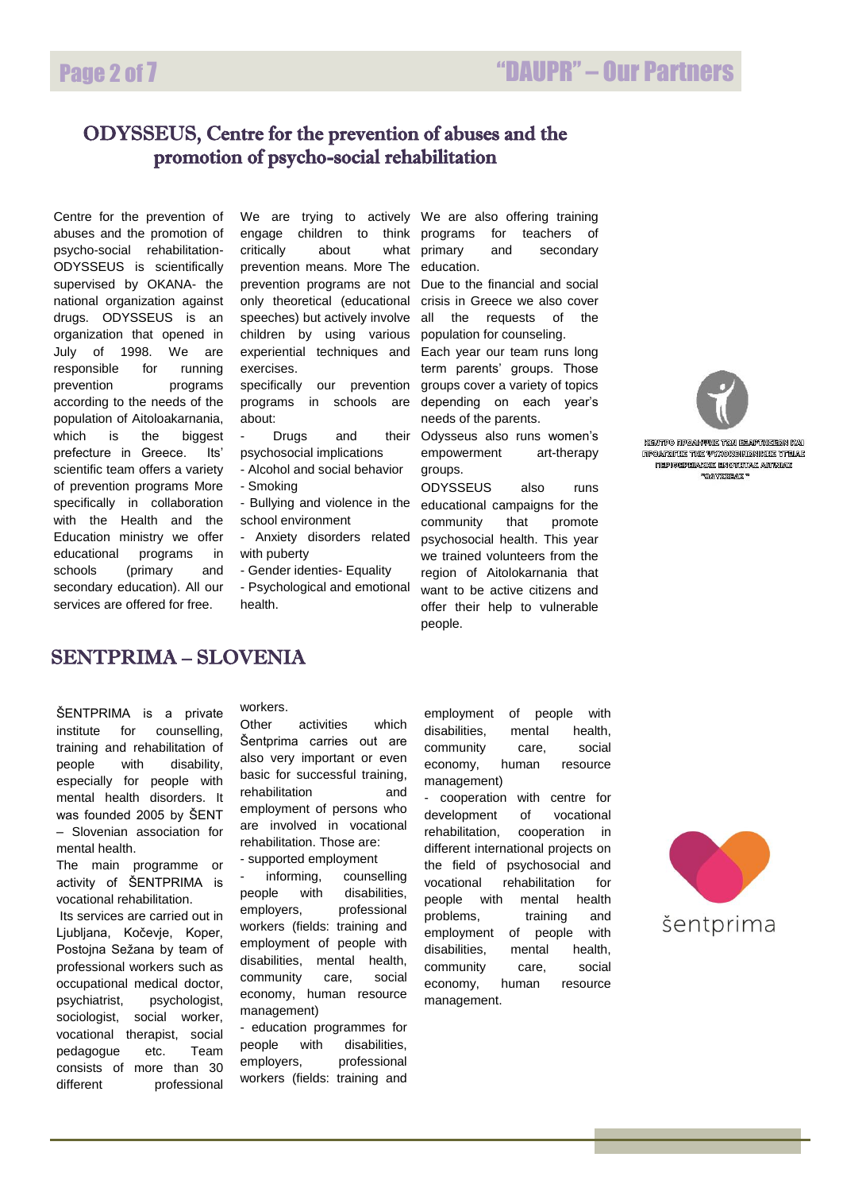## ODYSSEUS, Centre for the prevention of abuses and the promotion of psycho-social rehabilitation

Centre for the prevention of abuses and the promotion of psycho-social rehabilitation-ODYSSEUS is scientifically supervised by OKANA- the national organization against drugs. ODYSSEUS is an organization that opened in July of 1998. We are responsible for running prevention programs according to the needs of the population of Aitoloakarnania, which is the biggest prefecture in Greece. Its' scientific team offers a variety of prevention programs More specifically in collaboration with the Health and the Education ministry we offer educational programs in schools (primary and secondary education). All our services are offered for free.

We are trying to actively engage children to think critically about what prevention means. More The prevention programs are not only theoretical (educational speeches) but actively involve children by using various experiential techniques and exercises.

specifically our prevention programs in schools are about:

- Drugs and their psychosocial implications
- Alcohol and social behavior
- Smoking
- Bullying and violence in the school environment
- Anxiety disorders related with puberty
- Gender identies- Equality
- Psychological and emotional health.

We are also offering training programs for teachers of primary and secondary education.

Due to the financial and social crisis in Greece we also cover all the requests of the population for counseling.

Each year our team runs long term parents' groups. Those groups cover a variety of topics depending on each year's needs of the parents.

Odysseus also runs women's empowerment art-therapy groups.

ODYSSEUS also runs educational campaigns for the community that promote psychosocial health. This year we trained volunteers from the region of Aitolokarnania that want to be active citizens and offer their help to vulnerable people.

## SENTPRIMA – SLOVENIA

ŠENTPRIMA is a private institute for counselling, training and rehabilitation of people with disability, especially for people with mental health disorders. It was founded 2005 by ŠENT – Slovenian association for mental health.

The main programme or activity of ŠENTPRIMA is vocational rehabilitation.

Its services are carried out in Ljubljana, Kočevje, Koper, Postojna Sežana by team of professional workers such as occupational medical doctor, psychiatrist, psychologist, sociologist, social worker, vocational therapist, social pedagogue etc. Team consists of more than 30 different professional workers.

Other activities which Šentprima carries out are also very important or even basic for successful training, rehabilitation and employment of persons who are involved in vocational rehabilitation. Those are:

- supported employment
- informing, counselling people with disabilities, employers, professional workers (fields: training and employment of people with disabilities, mental health, community care, social economy, human resource management)
- education programmes for people with disabilities, employers, professional workers (fields: training and employment of people with disabilities, mental health, community care, social economy, human resource management)
- cooperation with centre for development of vocational rehabilitation, cooperation in different international projects on the field of psychosocial and vocational rehabilitation for people with mental health problems, training and employment of people with disabilities, mental health, community care, social economy, human resource management.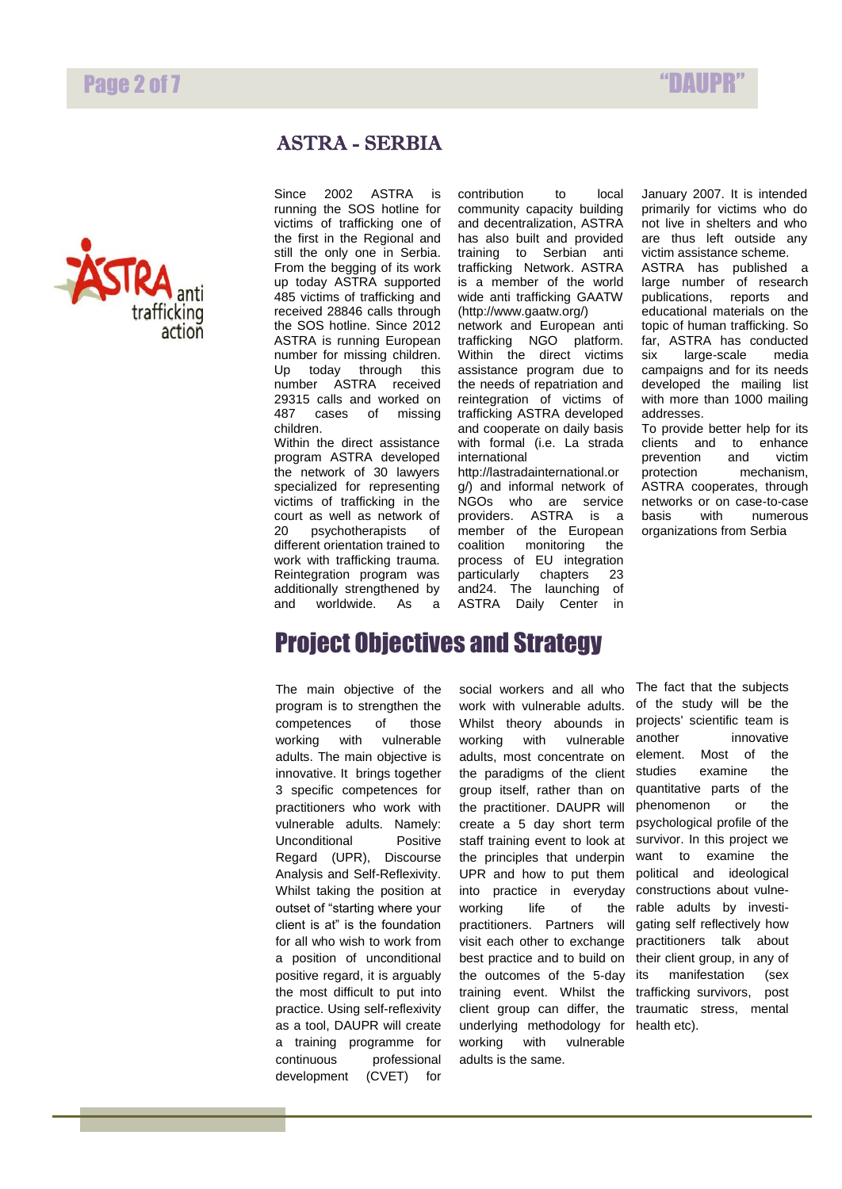## ASTRA - SERBIA

Since 2002 ASTRA is running the SOS hotline for victims of trafficking one of the first in the Regional and still the only one in Serbia. From the begging of its work up today ASTRA supported 485 victims of trafficking and received 28846 calls through the SOS hotline. Since 2012 ASTRA is running European number for missing children. Up today through this number ASTRA received 29315 calls and worked on 487 cases of missing children.

Within the direct assistance program ASTRA developed the network of 30 lawyers specialized for representing victims of trafficking in the court as well as network of 20 psychotherapists of different orientation trained to work with trafficking trauma. Reintegration program was additionally strengthened by and worldwide. As a contribution to local community capacity building and decentralization, ASTRA has also built and provided training to Serbian anti trafficking Network. ASTRA is a member of the world wide anti trafficking GAATW (http://www.gaatw.org/) network and European anti trafficking NGO platform. Within the direct victims assistance program due to the needs of repatriation and reintegration of victims of trafficking ASTRA developed and cooperate on daily basis with formal (i.e. La strada international http://lastradainternational.org/) and informal network of NGOs who are service providers. ASTRA is a member of the European coalition monitoring the process of EU integration particularly chapters 23 and24. The launching of ASTRA Daily Center in January 2007. It is intended primarily for victims who do not live in shelters and who are thus left outside any victim assistance scheme.

ASTRA has published a large number of research publications, reports and educational materials on the topic of human trafficking. So far, ASTRA has conducted six large-scale media campaigns and for its needs developed the mailing list with more than 1000 mailing addresses.

To provide better help for its clients and to enhance prevention and victim protection mechanism, ASTRA cooperates, through networks or on case-to-case basis with numerous organizations from Serbia

# Project Objectives and Strategy

The main objective of the program is to strengthen the competences of those working with vulnerable adults. The main objective is innovative. It brings together 3 specific competences for practitioners who work with vulnerable adults. Namely: Unconditional Positive Regard (UPR), Discourse Analysis and Self-Reflexivity. Whilst taking the position at outset of "starting where your client is at" is the foundation for all who wish to work from a position of unconditional positive regard, it is arguably the most difficult to put into practice. Using self-reflexivity as a tool, DAUPR will create a training programme for continuous professional development (CVET) for social workers and all who work with vulnerable adults. Whilst theory abounds in working with vulnerable adults, most concentrate on the paradigms of the client group itself, rather than on the practitioner. DAUPR will create a 5 day short term staff training event to look at the principles that underpin UPR and how to put them into practice in everyday working life of the practitioners. Partners will visit each other to exchange best practice and to build on the outcomes of the 5-day training event. Whilst the client group can differ, the underlying methodology for working with vulnerable adults is the same.

The fact that the subjects of the study will be the projects' scientific team is another innovative element. Most of the studies examine the quantitative parts of the phenomenon or the psychological profile of the survivor. In this project we want to examine the political and ideological constructions about vulnerable adults by investigating self reflectively how practitioners talk about their client group, in any of its manifestation (sex trafficking survivors, post traumatic stress, mental health etc).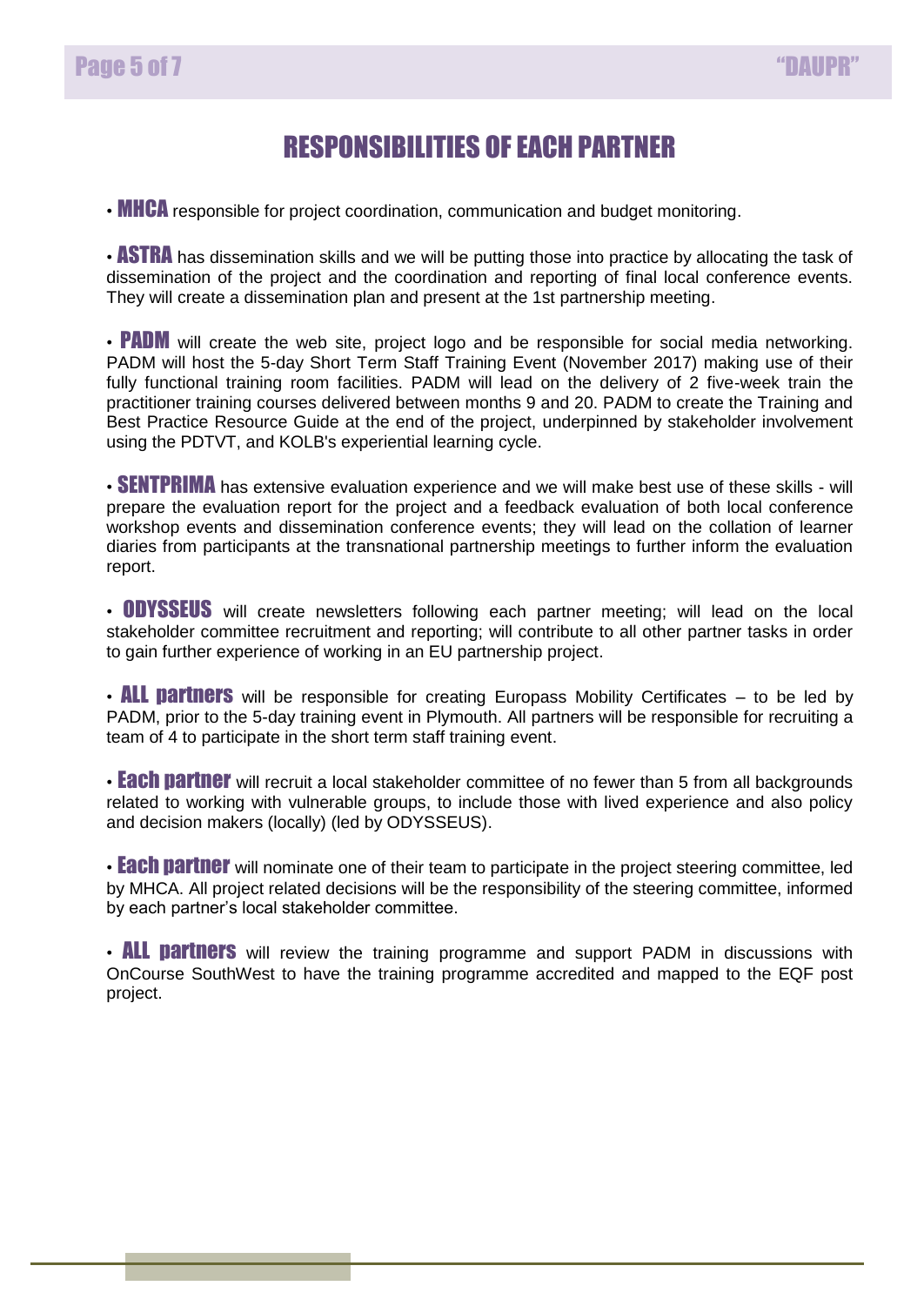# RESPONSIBILITIES OF EACH PARTNER

- **MHCA** responsible for project coordination, communication and budget monitoring.

- **ASTRA** has dissemination skills and we will be putting those into practice by allocating the task of dissemination of the project and the coordination and reporting of final local conference events. They will create a dissemination plan and present at the 1st partnership meeting.

- **PADM** will create the web site, project logo and be responsible for social media networking. PADM will host the 5-day Short Term Staff Training Event (November 2017) making use of their fully functional training room facilities. PADM will lead on the delivery of 2 five-week train the practitioner training courses delivered between months 9 and 20. PADM to create the Training and Best Practice Resource Guide at the end of the project, underpinned by stakeholder involvement using the PDTVT, and KOLB's experiential learning cycle.

- **SENTPRIMA** has extensive evaluation experience and we will make best use of these skills - will prepare the evaluation report for the project and a feedback evaluation of both local conference workshop events and dissemination conference events; they will lead on the collation of learner diaries from participants at the transnational partnership meetings to further inform the evaluation report.

- **ODYSSEUS** will create newsletters following each partner meeting; will lead on the local stakeholder committee recruitment and reporting; will contribute to all other partner tasks in order to gain further experience of working in an EU partnership project.

- **ALL partners** will be responsible for creating Europass Mobility Certificates – to be led by PADM, prior to the 5-day training event in Plymouth. All partners will be responsible for recruiting a team of 4 to participate in the short term staff training event.

- **Each partner** will recruit a local stakeholder committee of no fewer than 5 from all backgrounds related to working with vulnerable groups, to include those with lived experience and also policy and decision makers (locally) (led by ODYSSEUS).

- **Each partner** will nominate one of their team to participate in the project steering committee, led by MHCA. All project related decisions will be the responsibility of the steering committee, informed by each partner's local stakeholder committee.

- **ALL partners** will review the training programme and support PADM in discussions with OnCourse SouthWest to have the training programme accredited and mapped to the EQF post project.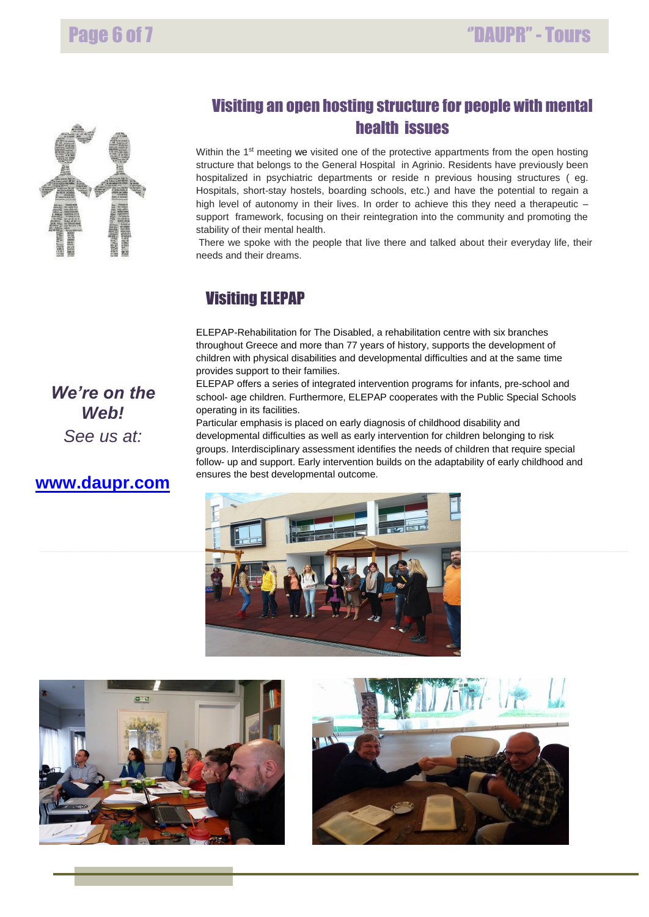## Visiting an open hosting structure for people with mental health issues

Within the 1st meeting we visited one of the protective appartments from the open hosting structure that belongs to the General Hospital in Agrinio. Residents have previously been hospitalized in psychiatric departments or reside n previous housing structures ( eg. Hospitals, short-stay hostels, boarding schools, etc.) and have the potential to regain a high level of autonomy in their lives. In order to achieve this they need a therapeutic – support framework, focusing on their reintegration into the community and promoting the stability of their mental health.

There we spoke with the people that live there and talked about their everyday life, their needs and their dreams.

## Visiting ELEPAP

ELEPAP-Rehabilitation for The Disabled, a rehabilitation centre with six branches throughout Greece and more than 77 years of history, supports the development of children with physical disabilities and developmental difficulties and at the same time provides support to their families.

ELEPAP offers a series of integrated intervention programs for infants, pre-school and school- age children. Furthermore, ELEPAP cooperates with the Public Special Schools operating in its facilities.

Particular emphasis is placed on early diagnosis of childhood disability and developmental difficulties as well as early intervention for children belonging to risk groups. Interdisciplinary assessment identifies the needs of children that require special follow- up and support. Early intervention builds on the adaptability of early childhood and ensures the best developmental outcome.

***We're on the Web!***

*See us at:*

**www.daupr.com**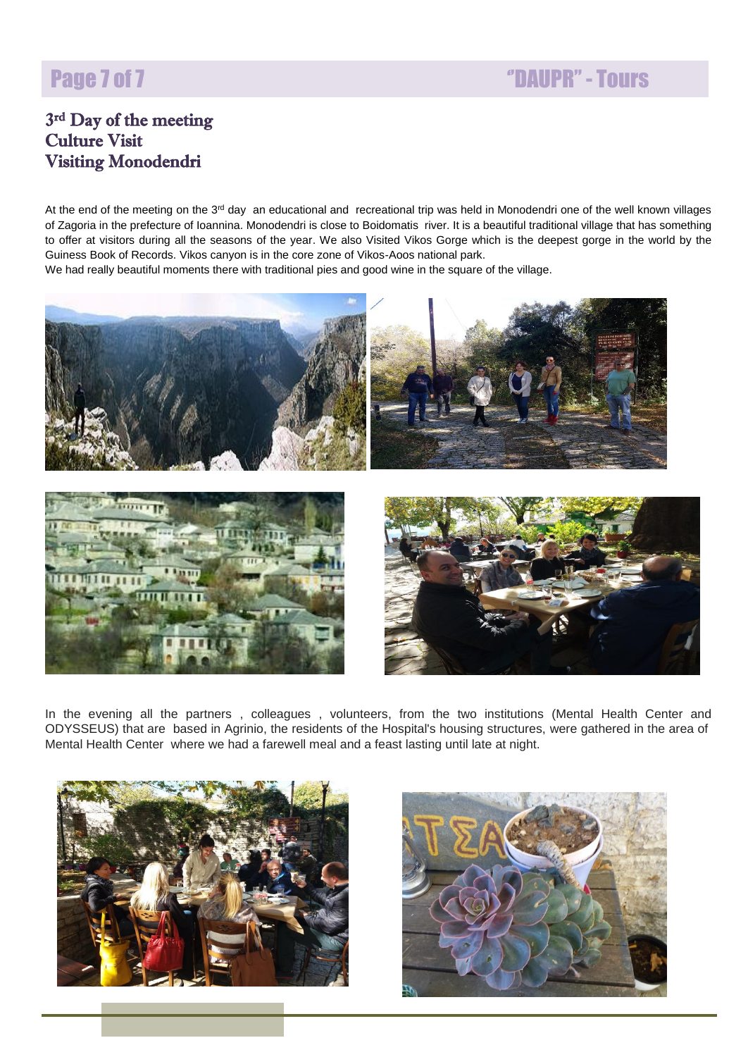### 3rd Day of the meeting
### Culture Visit
### Visiting Monodendri

At the end of the meeting on the 3rd day an educational and recreational trip was held in Monodendri one of the well known villages of Zagoria in the prefecture of Ioannina. Monodendri is close to Boidomatis river. It is a beautiful traditional village that has something to offer at visitors during all the seasons of the year. We also Visited Vikos Gorge which is the deepest gorge in the world by the Guiness Book of Records. Vikos canyon is in the core zone of Vikos-Aoos national park.

We had really beautiful moments there with traditional pies and good wine in the square of the village.

In the evening all the partners , colleagues , volunteers, from the two institutions (Mental Health Center and ODYSSEUS) that are based in Agrinio, the residents of the Hospital's housing structures, were gathered in the area of Mental Health Center where we had a farewell meal and a feast lasting until late at night.